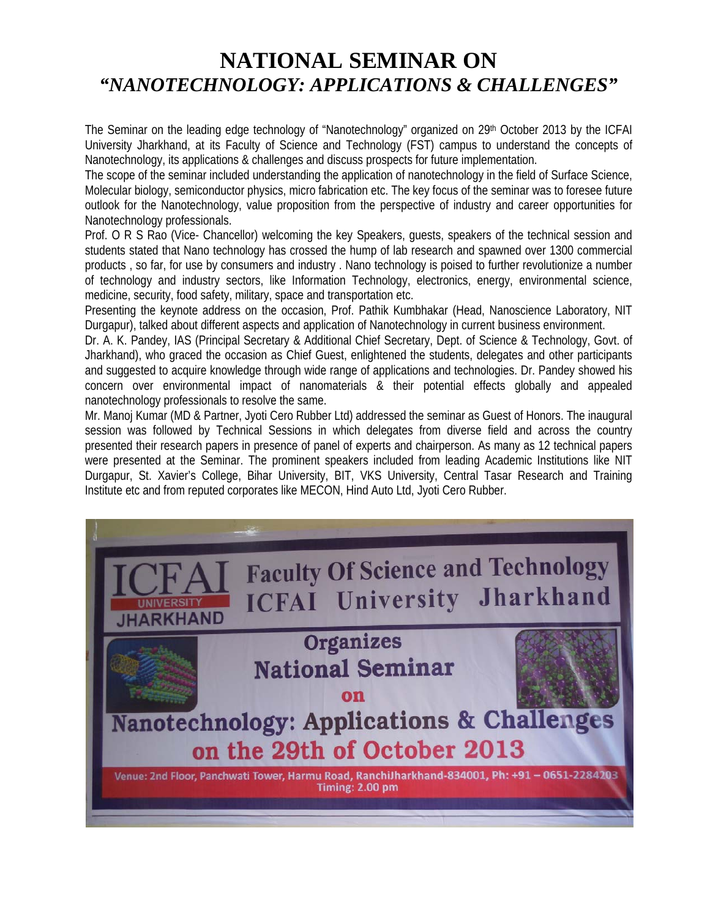# NATIONAL SEMINAR ON
## *"NANOTECHNOLOGY: APPLICATIONS & CHALLENGES"*

The Seminar on the leading edge technology of "Nanotechnology" organized on 29th October 2013 by the ICFAI University Jharkhand, at its Faculty of Science and Technology (FST) campus to understand the concepts of Nanotechnology, its applications & challenges and discuss prospects for future implementation.

The scope of the seminar included understanding the application of nanotechnology in the field of Surface Science, Molecular biology, semiconductor physics, micro fabrication etc. The key focus of the seminar was to foresee future outlook for the Nanotechnology, value proposition from the perspective of industry and career opportunities for Nanotechnology professionals.

Prof. O R S Rao (Vice- Chancellor) welcoming the key Speakers, guests, speakers of the technical session and students stated that Nano technology has crossed the hump of lab research and spawned over 1300 commercial products , so far, for use by consumers and industry . Nano technology is poised to further revolutionize a number of technology and industry sectors, like Information Technology, electronics, energy, environmental science, medicine, security, food safety, military, space and transportation etc.

Presenting the keynote address on the occasion, Prof. Pathik Kumbhakar (Head, Nanoscience Laboratory, NIT Durgapur), talked about different aspects and application of Nanotechnology in current business environment.

Dr. A. K. Pandey, IAS (Principal Secretary & Additional Chief Secretary, Dept. of Science & Technology, Govt. of Jharkhand), who graced the occasion as Chief Guest, enlightened the students, delegates and other participants and suggested to acquire knowledge through wide range of applications and technologies. Dr. Pandey showed his concern over environmental impact of nanomaterials & their potential effects globally and appealed nanotechnology professionals to resolve the same.

Mr. Manoj Kumar (MD & Partner, Jyoti Cero Rubber Ltd) addressed the seminar as Guest of Honors. The inaugural session was followed by Technical Sessions in which delegates from diverse field and across the country presented their research papers in presence of panel of experts and chairperson. As many as 12 technical papers were presented at the Seminar. The prominent speakers included from leading Academic Institutions like NIT Durgapur, St. Xavier's College, Bihar University, BIT, VKS University, Central Tasar Research and Training Institute etc and from reputed corporates like MECON, Hind Auto Ltd, Jyoti Cero Rubber.

ICFAI UNIVERSITY JHARKHAND

Faculty Of Science and Technology
ICFAI University Jharkhand

Organizes
National Seminar
on
Nanotechnology: Applications & Challenges
on the 29th of October 2013

Venue: 2nd Floor, Panchwati Tower, Harmu Road, RanchiJharkhand-834001, Ph: +91 – 0651-2284203
Timing: 2.00 pm